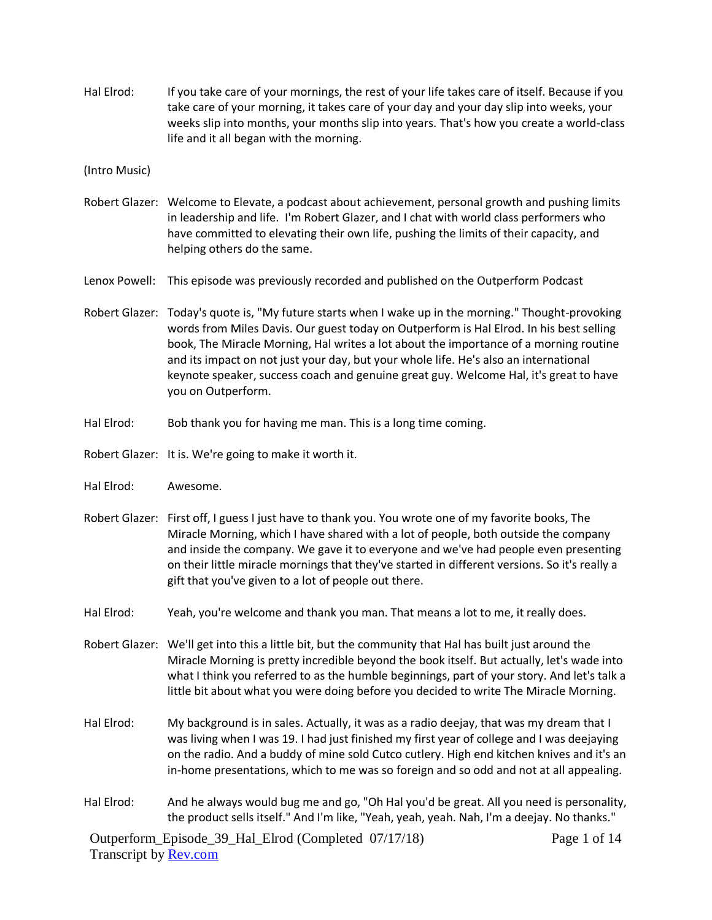Hal Elrod: If you take care of your mornings, the rest of your life takes care of itself. Because if you take care of your morning, it takes care of your day and your day slip into weeks, your weeks slip into months, your months slip into years. That's how you create a world-class life and it all began with the morning.

(Intro Music)

Robert Glazer: Welcome to Elevate, a podcast about achievement, personal growth and pushing limits in leadership and life. I'm Robert Glazer, and I chat with world class performers who have committed to elevating their own life, pushing the limits of their capacity, and helping others do the same.

Lenox Powell: This episode was previously recorded and published on the Outperform Podcast

Robert Glazer: Today's quote is, "My future starts when I wake up in the morning." Thought-provoking words from Miles Davis. Our guest today on Outperform is Hal Elrod. In his best selling book, The Miracle Morning, Hal writes a lot about the importance of a morning routine and its impact on not just your day, but your whole life. He's also an international keynote speaker, success coach and genuine great guy. Welcome Hal, it's great to have you on Outperform.

Hal Elrod: Bob thank you for having me man. This is a long time coming.

Robert Glazer: It is. We're going to make it worth it.

Hal Elrod: Awesome.

Robert Glazer: First off, I guess I just have to thank you. You wrote one of my favorite books, The Miracle Morning, which I have shared with a lot of people, both outside the company and inside the company. We gave it to everyone and we've had people even presenting on their little miracle mornings that they've started in different versions. So it's really a gift that you've given to a lot of people out there.

Hal Elrod: Yeah, you're welcome and thank you man. That means a lot to me, it really does.

Robert Glazer: We'll get into this a little bit, but the community that Hal has built just around the Miracle Morning is pretty incredible beyond the book itself. But actually, let's wade into what I think you referred to as the humble beginnings, part of your story. And let's talk a little bit about what you were doing before you decided to write The Miracle Morning.

Hal Elrod: My background is in sales. Actually, it was as a radio deejay, that was my dream that I was living when I was 19. I had just finished my first year of college and I was deejaying on the radio. And a buddy of mine sold Cutco cutlery. High end kitchen knives and it's an in-home presentations, which to me was so foreign and so odd and not at all appealing.

Hal Elrod: And he always would bug me and go, "Oh Hal you'd be great. All you need is personality, the product sells itself." And I'm like, "Yeah, yeah, yeah. Nah, I'm a deejay. No thanks."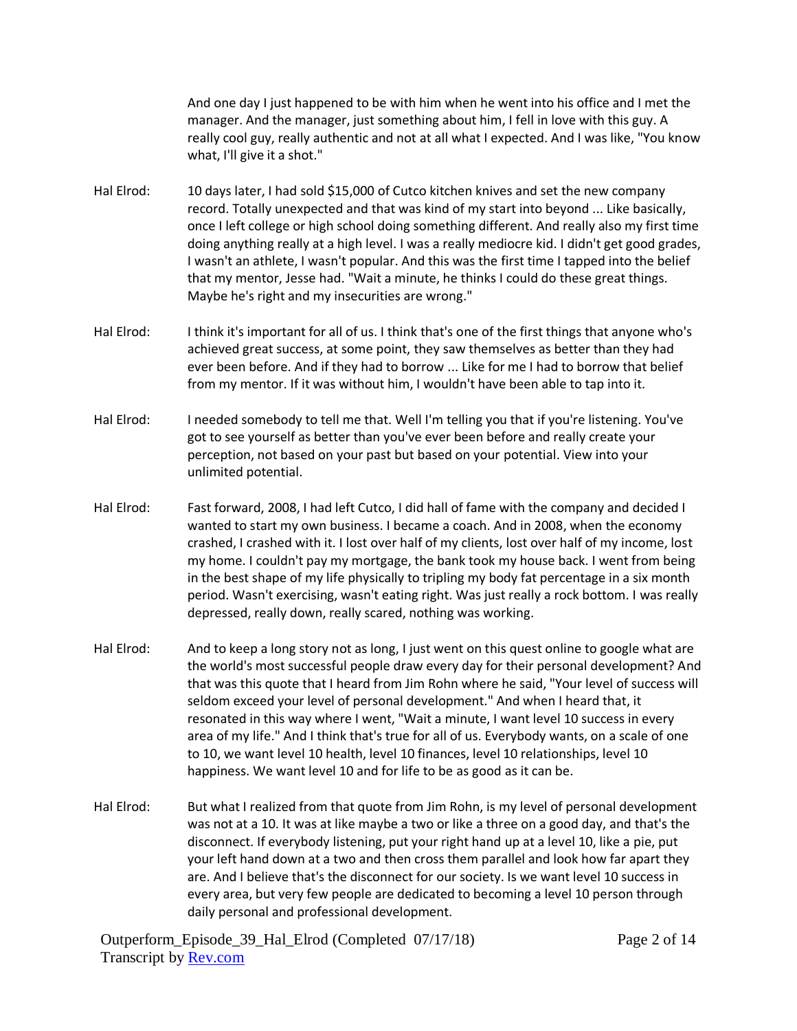And one day I just happened to be with him when he went into his office and I met the manager. And the manager, just something about him, I fell in love with this guy. A really cool guy, really authentic and not at all what I expected. And I was like, "You know what, I'll give it a shot."

Hal Elrod: 10 days later, I had sold $15,000 of Cutco kitchen knives and set the new company record. Totally unexpected and that was kind of my start into beyond ... Like basically, once I left college or high school doing something different. And really also my first time doing anything really at a high level. I was a really mediocre kid. I didn't get good grades, I wasn't an athlete, I wasn't popular. And this was the first time I tapped into the belief that my mentor, Jesse had. "Wait a minute, he thinks I could do these great things. Maybe he's right and my insecurities are wrong."

Hal Elrod: I think it's important for all of us. I think that's one of the first things that anyone who's achieved great success, at some point, they saw themselves as better than they had ever been before. And if they had to borrow ... Like for me I had to borrow that belief from my mentor. If it was without him, I wouldn't have been able to tap into it.

Hal Elrod: I needed somebody to tell me that. Well I'm telling you that if you're listening. You've got to see yourself as better than you've ever been before and really create your perception, not based on your past but based on your potential. View into your unlimited potential.

Hal Elrod: Fast forward, 2008, I had left Cutco, I did hall of fame with the company and decided I wanted to start my own business. I became a coach. And in 2008, when the economy crashed, I crashed with it. I lost over half of my clients, lost over half of my income, lost my home. I couldn't pay my mortgage, the bank took my house back. I went from being in the best shape of my life physically to tripling my body fat percentage in a six month period. Wasn't exercising, wasn't eating right. Was just really a rock bottom. I was really depressed, really down, really scared, nothing was working.

Hal Elrod: And to keep a long story not as long, I just went on this quest online to google what are the world's most successful people draw every day for their personal development? And that was this quote that I heard from Jim Rohn where he said, "Your level of success will seldom exceed your level of personal development." And when I heard that, it resonated in this way where I went, "Wait a minute, I want level 10 success in every area of my life." And I think that's true for all of us. Everybody wants, on a scale of one to 10, we want level 10 health, level 10 finances, level 10 relationships, level 10 happiness. We want level 10 and for life to be as good as it can be.

Hal Elrod: But what I realized from that quote from Jim Rohn, is my level of personal development was not at a 10. It was at like maybe a two or like a three on a good day, and that's the disconnect. If everybody listening, put your right hand up at a level 10, like a pie, put your left hand down at a two and then cross them parallel and look how far apart they are. And I believe that's the disconnect for our society. Is we want level 10 success in every area, but very few people are dedicated to becoming a level 10 person through daily personal and professional development.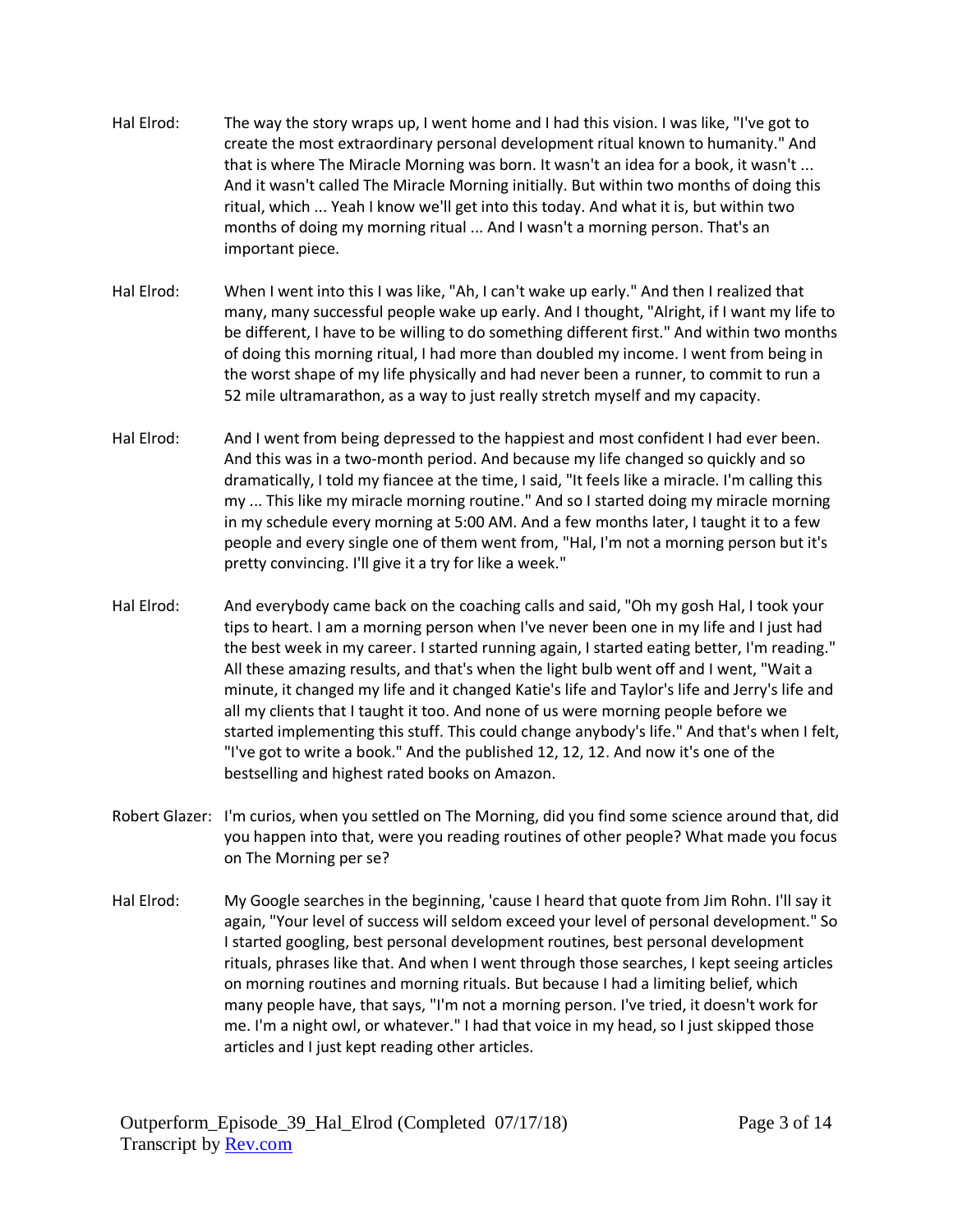Hal Elrod: The way the story wraps up, I went home and I had this vision. I was like, "I've got to create the most extraordinary personal development ritual known to humanity." And that is where The Miracle Morning was born. It wasn't an idea for a book, it wasn't ... And it wasn't called The Miracle Morning initially. But within two months of doing this ritual, which ... Yeah I know we'll get into this today. And what it is, but within two months of doing my morning ritual ... And I wasn't a morning person. That's an important piece.

Hal Elrod: When I went into this I was like, "Ah, I can't wake up early." And then I realized that many, many successful people wake up early. And I thought, "Alright, if I want my life to be different, I have to be willing to do something different first." And within two months of doing this morning ritual, I had more than doubled my income. I went from being in the worst shape of my life physically and had never been a runner, to commit to run a 52 mile ultramarathon, as a way to just really stretch myself and my capacity.

Hal Elrod: And I went from being depressed to the happiest and most confident I had ever been. And this was in a two-month period. And because my life changed so quickly and so dramatically, I told my fiancee at the time, I said, "It feels like a miracle. I'm calling this my ... This like my miracle morning routine." And so I started doing my miracle morning in my schedule every morning at 5:00 AM. And a few months later, I taught it to a few people and every single one of them went from, "Hal, I'm not a morning person but it's pretty convincing. I'll give it a try for like a week."

Hal Elrod: And everybody came back on the coaching calls and said, "Oh my gosh Hal, I took your tips to heart. I am a morning person when I've never been one in my life and I just had the best week in my career. I started running again, I started eating better, I'm reading." All these amazing results, and that's when the light bulb went off and I went, "Wait a minute, it changed my life and it changed Katie's life and Taylor's life and Jerry's life and all my clients that I taught it too. And none of us were morning people before we started implementing this stuff. This could change anybody's life." And that's when I felt, "I've got to write a book." And the published 12, 12, 12. And now it's one of the bestselling and highest rated books on Amazon.

Robert Glazer: I'm curios, when you settled on The Morning, did you find some science around that, did you happen into that, were you reading routines of other people? What made you focus on The Morning per se?

Hal Elrod: My Google searches in the beginning, 'cause I heard that quote from Jim Rohn. I'll say it again, "Your level of success will seldom exceed your level of personal development." So I started googling, best personal development routines, best personal development rituals, phrases like that. And when I went through those searches, I kept seeing articles on morning routines and morning rituals. But because I had a limiting belief, which many people have, that says, "I'm not a morning person. I've tried, it doesn't work for me. I'm a night owl, or whatever." I had that voice in my head, so I just skipped those articles and I just kept reading other articles.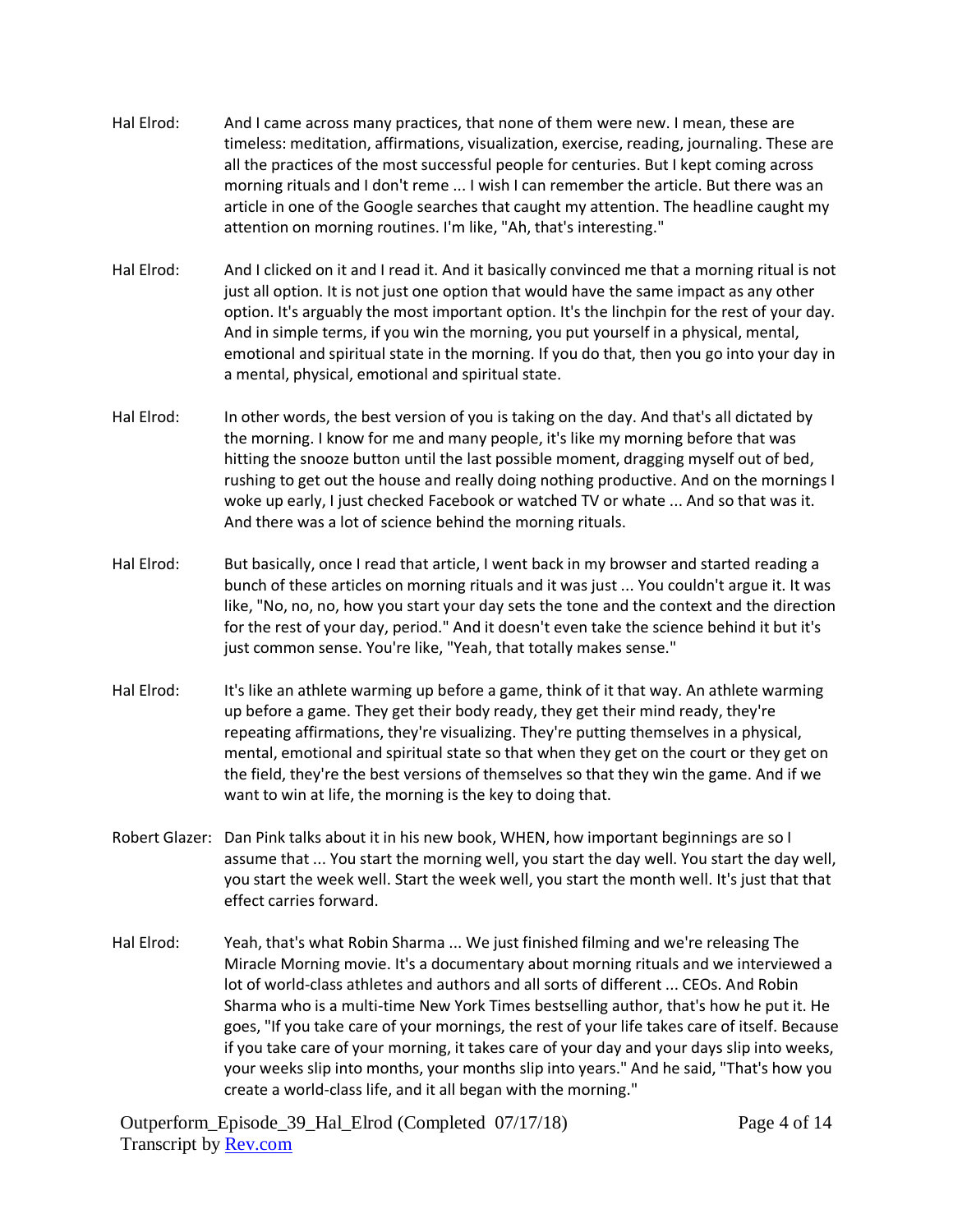Hal Elrod: And I came across many practices, that none of them were new. I mean, these are timeless: meditation, affirmations, visualization, exercise, reading, journaling. These are all the practices of the most successful people for centuries. But I kept coming across morning rituals and I don't reme ... I wish I can remember the article. But there was an article in one of the Google searches that caught my attention. The headline caught my attention on morning routines. I'm like, "Ah, that's interesting."

Hal Elrod: And I clicked on it and I read it. And it basically convinced me that a morning ritual is not just all option. It is not just one option that would have the same impact as any other option. It's arguably the most important option. It's the linchpin for the rest of your day. And in simple terms, if you win the morning, you put yourself in a physical, mental, emotional and spiritual state in the morning. If you do that, then you go into your day in a mental, physical, emotional and spiritual state.

Hal Elrod: In other words, the best version of you is taking on the day. And that's all dictated by the morning. I know for me and many people, it's like my morning before that was hitting the snooze button until the last possible moment, dragging myself out of bed, rushing to get out the house and really doing nothing productive. And on the mornings I woke up early, I just checked Facebook or watched TV or whate ... And so that was it. And there was a lot of science behind the morning rituals.

Hal Elrod: But basically, once I read that article, I went back in my browser and started reading a bunch of these articles on morning rituals and it was just ... You couldn't argue it. It was like, "No, no, no, how you start your day sets the tone and the context and the direction for the rest of your day, period." And it doesn't even take the science behind it but it's just common sense. You're like, "Yeah, that totally makes sense."

Hal Elrod: It's like an athlete warming up before a game, think of it that way. An athlete warming up before a game. They get their body ready, they get their mind ready, they're repeating affirmations, they're visualizing. They're putting themselves in a physical, mental, emotional and spiritual state so that when they get on the court or they get on the field, they're the best versions of themselves so that they win the game. And if we want to win at life, the morning is the key to doing that.

Robert Glazer: Dan Pink talks about it in his new book, WHEN, how important beginnings are so I assume that ... You start the morning well, you start the day well. You start the day well, you start the week well. Start the week well, you start the month well. It's just that that effect carries forward.

Hal Elrod: Yeah, that's what Robin Sharma ... We just finished filming and we're releasing The Miracle Morning movie. It's a documentary about morning rituals and we interviewed a lot of world-class athletes and authors and all sorts of different ... CEOs. And Robin Sharma who is a multi-time New York Times bestselling author, that's how he put it. He goes, "If you take care of your mornings, the rest of your life takes care of itself. Because if you take care of your morning, it takes care of your day and your days slip into weeks, your weeks slip into months, your months slip into years." And he said, "That's how you create a world-class life, and it all began with the morning."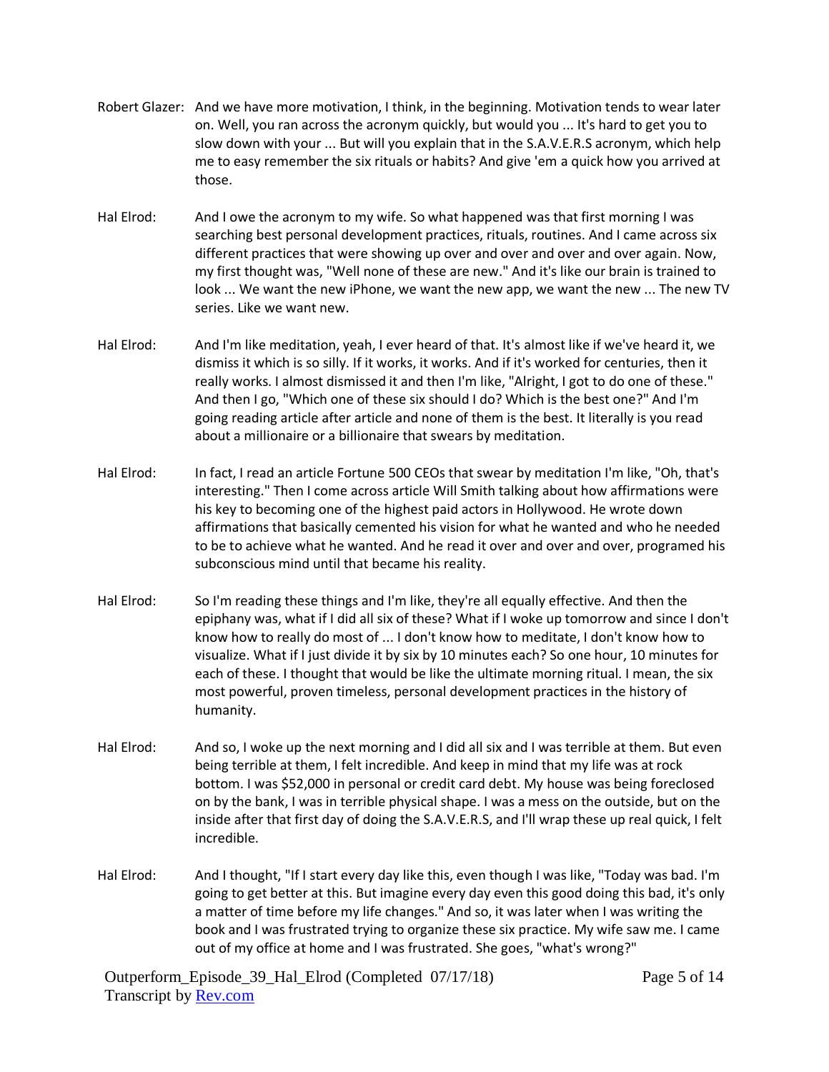Robert Glazer: And we have more motivation, I think, in the beginning. Motivation tends to wear later on. Well, you ran across the acronym quickly, but would you ... It's hard to get you to slow down with your ... But will you explain that in the S.A.V.E.R.S acronym, which help me to easy remember the six rituals or habits? And give 'em a quick how you arrived at those.

Hal Elrod: And I owe the acronym to my wife. So what happened was that first morning I was searching best personal development practices, rituals, routines. And I came across six different practices that were showing up over and over and over and over again. Now, my first thought was, "Well none of these are new." And it's like our brain is trained to look ... We want the new iPhone, we want the new app, we want the new ... The new TV series. Like we want new.

Hal Elrod: And I'm like meditation, yeah, I ever heard of that. It's almost like if we've heard it, we dismiss it which is so silly. If it works, it works. And if it's worked for centuries, then it really works. I almost dismissed it and then I'm like, "Alright, I got to do one of these." And then I go, "Which one of these six should I do? Which is the best one?" And I'm going reading article after article and none of them is the best. It literally is you read about a millionaire or a billionaire that swears by meditation.

Hal Elrod: In fact, I read an article Fortune 500 CEOs that swear by meditation I'm like, "Oh, that's interesting." Then I come across article Will Smith talking about how affirmations were his key to becoming one of the highest paid actors in Hollywood. He wrote down affirmations that basically cemented his vision for what he wanted and who he needed to be to achieve what he wanted. And he read it over and over and over, programed his subconscious mind until that became his reality.

Hal Elrod: So I'm reading these things and I'm like, they're all equally effective. And then the epiphany was, what if I did all six of these? What if I woke up tomorrow and since I don't know how to really do most of ... I don't know how to meditate, I don't know how to visualize. What if I just divide it by six by 10 minutes each? So one hour, 10 minutes for each of these. I thought that would be like the ultimate morning ritual. I mean, the six most powerful, proven timeless, personal development practices in the history of humanity.

Hal Elrod: And so, I woke up the next morning and I did all six and I was terrible at them. But even being terrible at them, I felt incredible. And keep in mind that my life was at rock bottom. I was $52,000 in personal or credit card debt. My house was being foreclosed on by the bank, I was in terrible physical shape. I was a mess on the outside, but on the inside after that first day of doing the S.A.V.E.R.S, and I'll wrap these up real quick, I felt incredible.

Hal Elrod: And I thought, "If I start every day like this, even though I was like, "Today was bad. I'm going to get better at this. But imagine every day even this good doing this bad, it's only a matter of time before my life changes." And so, it was later when I was writing the book and I was frustrated trying to organize these six practice. My wife saw me. I came out of my office at home and I was frustrated. She goes, "what's wrong?"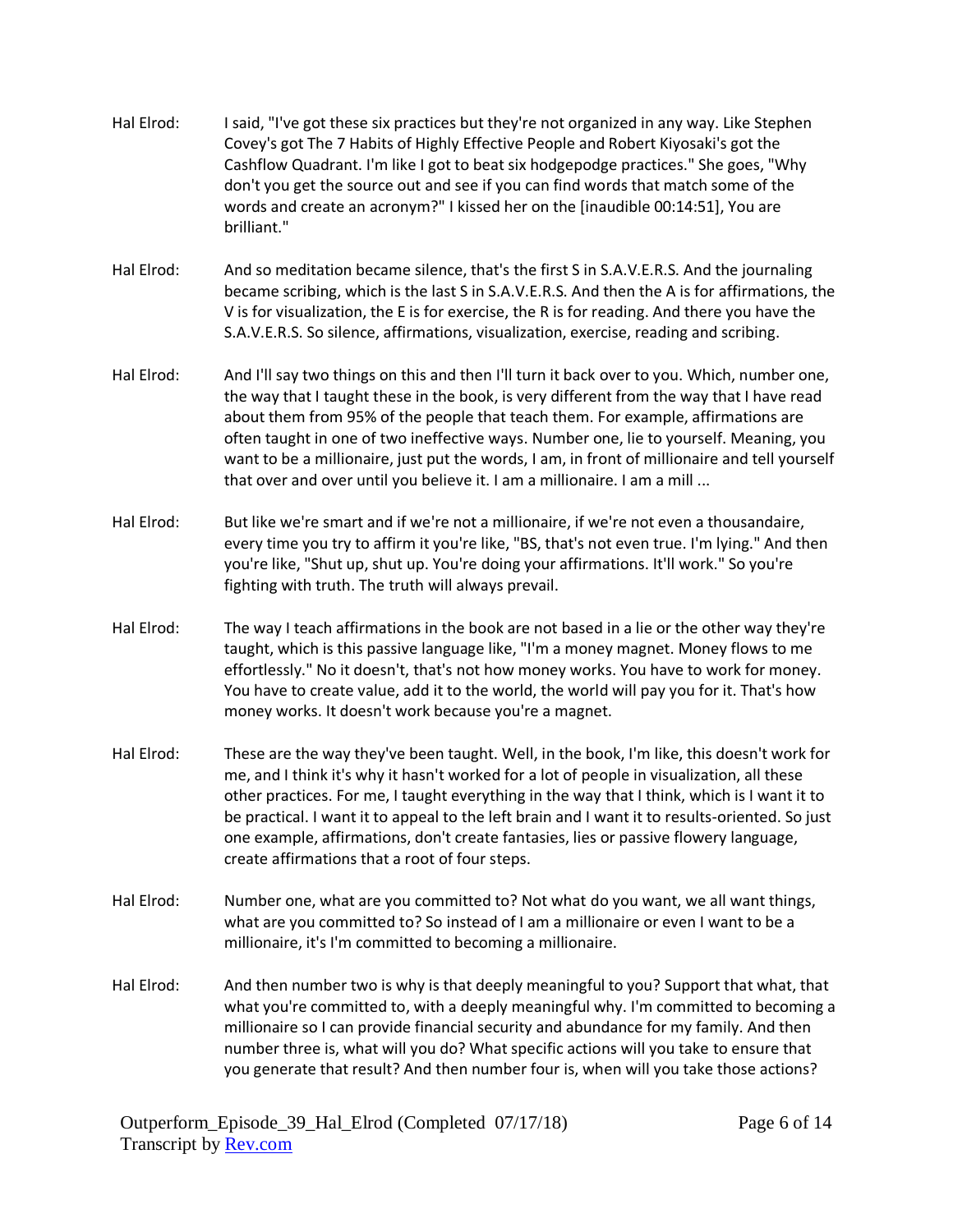Hal Elrod: I said, "I've got these six practices but they're not organized in any way. Like Stephen Covey's got The 7 Habits of Highly Effective People and Robert Kiyosaki's got the Cashflow Quadrant. I'm like I got to beat six hodgepodge practices." She goes, "Why don't you get the source out and see if you can find words that match some of the words and create an acronym?" I kissed her on the [inaudible 00:14:51], You are brilliant."

Hal Elrod: And so meditation became silence, that's the first S in S.A.V.E.R.S. And the journaling became scribing, which is the last S in S.A.V.E.R.S. And then the A is for affirmations, the V is for visualization, the E is for exercise, the R is for reading. And there you have the S.A.V.E.R.S. So silence, affirmations, visualization, exercise, reading and scribing.

Hal Elrod: And I'll say two things on this and then I'll turn it back over to you. Which, number one, the way that I taught these in the book, is very different from the way that I have read about them from 95% of the people that teach them. For example, affirmations are often taught in one of two ineffective ways. Number one, lie to yourself. Meaning, you want to be a millionaire, just put the words, I am, in front of millionaire and tell yourself that over and over until you believe it. I am a millionaire. I am a mill ...

Hal Elrod: But like we're smart and if we're not a millionaire, if we're not even a thousandaire, every time you try to affirm it you're like, "BS, that's not even true. I'm lying." And then you're like, "Shut up, shut up. You're doing your affirmations. It'll work." So you're fighting with truth. The truth will always prevail.

Hal Elrod: The way I teach affirmations in the book are not based in a lie or the other way they're taught, which is this passive language like, "I'm a money magnet. Money flows to me effortlessly." No it doesn't, that's not how money works. You have to work for money. You have to create value, add it to the world, the world will pay you for it. That's how money works. It doesn't work because you're a magnet.

Hal Elrod: These are the way they've been taught. Well, in the book, I'm like, this doesn't work for me, and I think it's why it hasn't worked for a lot of people in visualization, all these other practices. For me, I taught everything in the way that I think, which is I want it to be practical. I want it to appeal to the left brain and I want it to results-oriented. So just one example, affirmations, don't create fantasies, lies or passive flowery language, create affirmations that a root of four steps.

Hal Elrod: Number one, what are you committed to? Not what do you want, we all want things, what are you committed to? So instead of I am a millionaire or even I want to be a millionaire, it's I'm committed to becoming a millionaire.

Hal Elrod: And then number two is why is that deeply meaningful to you? Support that what, that what you're committed to, with a deeply meaningful why. I'm committed to becoming a millionaire so I can provide financial security and abundance for my family. And then number three is, what will you do? What specific actions will you take to ensure that you generate that result? And then number four is, when will you take those actions?

Outperform_Episode_39_Hal_Elrod (Completed 07/17/18)
Transcript by Rev.com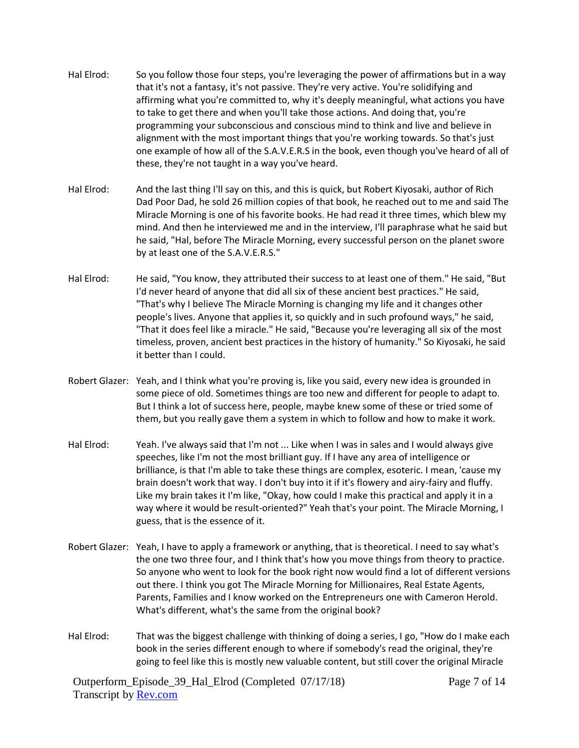Hal Elrod: So you follow those four steps, you're leveraging the power of affirmations but in a way that it's not a fantasy, it's not passive. They're very active. You're solidifying and affirming what you're committed to, why it's deeply meaningful, what actions you have to take to get there and when you'll take those actions. And doing that, you're programming your subconscious and conscious mind to think and live and believe in alignment with the most important things that you're working towards. So that's just one example of how all of the S.A.V.E.R.S in the book, even though you've heard of all of these, they're not taught in a way you've heard.

Hal Elrod: And the last thing I'll say on this, and this is quick, but Robert Kiyosaki, author of Rich Dad Poor Dad, he sold 26 million copies of that book, he reached out to me and said The Miracle Morning is one of his favorite books. He had read it three times, which blew my mind. And then he interviewed me and in the interview, I'll paraphrase what he said but he said, "Hal, before The Miracle Morning, every successful person on the planet swore by at least one of the S.A.V.E.R.S."

Hal Elrod: He said, "You know, they attributed their success to at least one of them." He said, "But I'd never heard of anyone that did all six of these ancient best practices." He said, "That's why I believe The Miracle Morning is changing my life and it changes other people's lives. Anyone that applies it, so quickly and in such profound ways," he said, "That it does feel like a miracle." He said, "Because you're leveraging all six of the most timeless, proven, ancient best practices in the history of humanity." So Kiyosaki, he said it better than I could.

Robert Glazer: Yeah, and I think what you're proving is, like you said, every new idea is grounded in some piece of old. Sometimes things are too new and different for people to adapt to. But I think a lot of success here, people, maybe knew some of these or tried some of them, but you really gave them a system in which to follow and how to make it work.

Hal Elrod: Yeah. I've always said that I'm not ... Like when I was in sales and I would always give speeches, like I'm not the most brilliant guy. If I have any area of intelligence or brilliance, is that I'm able to take these things are complex, esoteric. I mean, 'cause my brain doesn't work that way. I don't buy into it if it's flowery and airy-fairy and fluffy. Like my brain takes it I'm like, "Okay, how could I make this practical and apply it in a way where it would be result-oriented?" Yeah that's your point. The Miracle Morning, I guess, that is the essence of it.

Robert Glazer: Yeah, I have to apply a framework or anything, that is theoretical. I need to say what's the one two three four, and I think that's how you move things from theory to practice. So anyone who went to look for the book right now would find a lot of different versions out there. I think you got The Miracle Morning for Millionaires, Real Estate Agents, Parents, Families and I know worked on the Entrepreneurs one with Cameron Herold. What's different, what's the same from the original book?

Hal Elrod: That was the biggest challenge with thinking of doing a series, I go, "How do I make each book in the series different enough to where if somebody's read the original, they're going to feel like this is mostly new valuable content, but still cover the original Miracle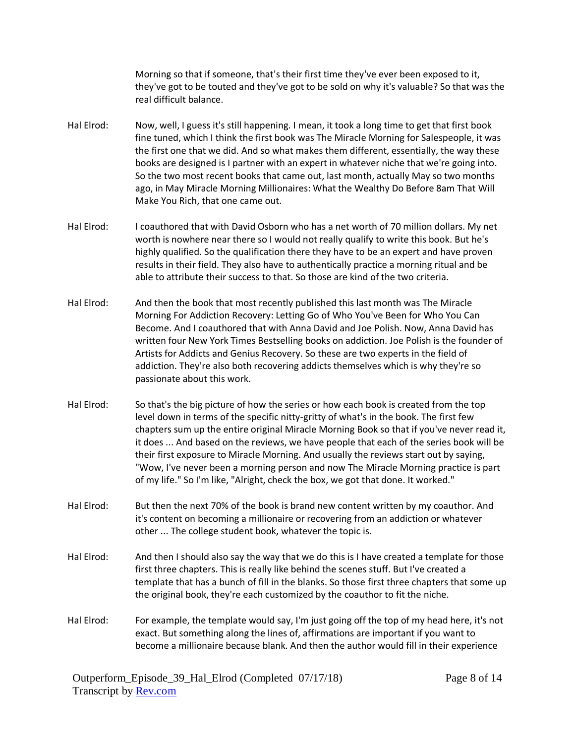Morning so that if someone, that's their first time they've ever been exposed to it, they've got to be touted and they've got to be sold on why it's valuable? So that was the real difficult balance.

Hal Elrod: Now, well, I guess it's still happening. I mean, it took a long time to get that first book fine tuned, which I think the first book was The Miracle Morning for Salespeople, it was the first one that we did. And so what makes them different, essentially, the way these books are designed is I partner with an expert in whatever niche that we're going into. So the two most recent books that came out, last month, actually May so two months ago, in May Miracle Morning Millionaires: What the Wealthy Do Before 8am That Will Make You Rich, that one came out.

Hal Elrod: I coauthored that with David Osborn who has a net worth of 70 million dollars. My net worth is nowhere near there so I would not really qualify to write this book. But he's highly qualified. So the qualification there they have to be an expert and have proven results in their field. They also have to authentically practice a morning ritual and be able to attribute their success to that. So those are kind of the two criteria.

Hal Elrod: And then the book that most recently published this last month was The Miracle Morning For Addiction Recovery: Letting Go of Who You've Been for Who You Can Become. And I coauthored that with Anna David and Joe Polish. Now, Anna David has written four New York Times Bestselling books on addiction. Joe Polish is the founder of Artists for Addicts and Genius Recovery. So these are two experts in the field of addiction. They're also both recovering addicts themselves which is why they're so passionate about this work.

Hal Elrod: So that's the big picture of how the series or how each book is created from the top level down in terms of the specific nitty-gritty of what's in the book. The first few chapters sum up the entire original Miracle Morning Book so that if you've never read it, it does ... And based on the reviews, we have people that each of the series book will be their first exposure to Miracle Morning. And usually the reviews start out by saying, "Wow, I've never been a morning person and now The Miracle Morning practice is part of my life." So I'm like, "Alright, check the box, we got that done. It worked."

Hal Elrod: But then the next 70% of the book is brand new content written by my coauthor. And it's content on becoming a millionaire or recovering from an addiction or whatever other ... The college student book, whatever the topic is.

Hal Elrod: And then I should also say the way that we do this is I have created a template for those first three chapters. This is really like behind the scenes stuff. But I've created a template that has a bunch of fill in the blanks. So those first three chapters that some up the original book, they're each customized by the coauthor to fit the niche.

Hal Elrod: For example, the template would say, I'm just going off the top of my head here, it's not exact. But something along the lines of, affirmations are important if you want to become a millionaire because blank. And then the author would fill in their experience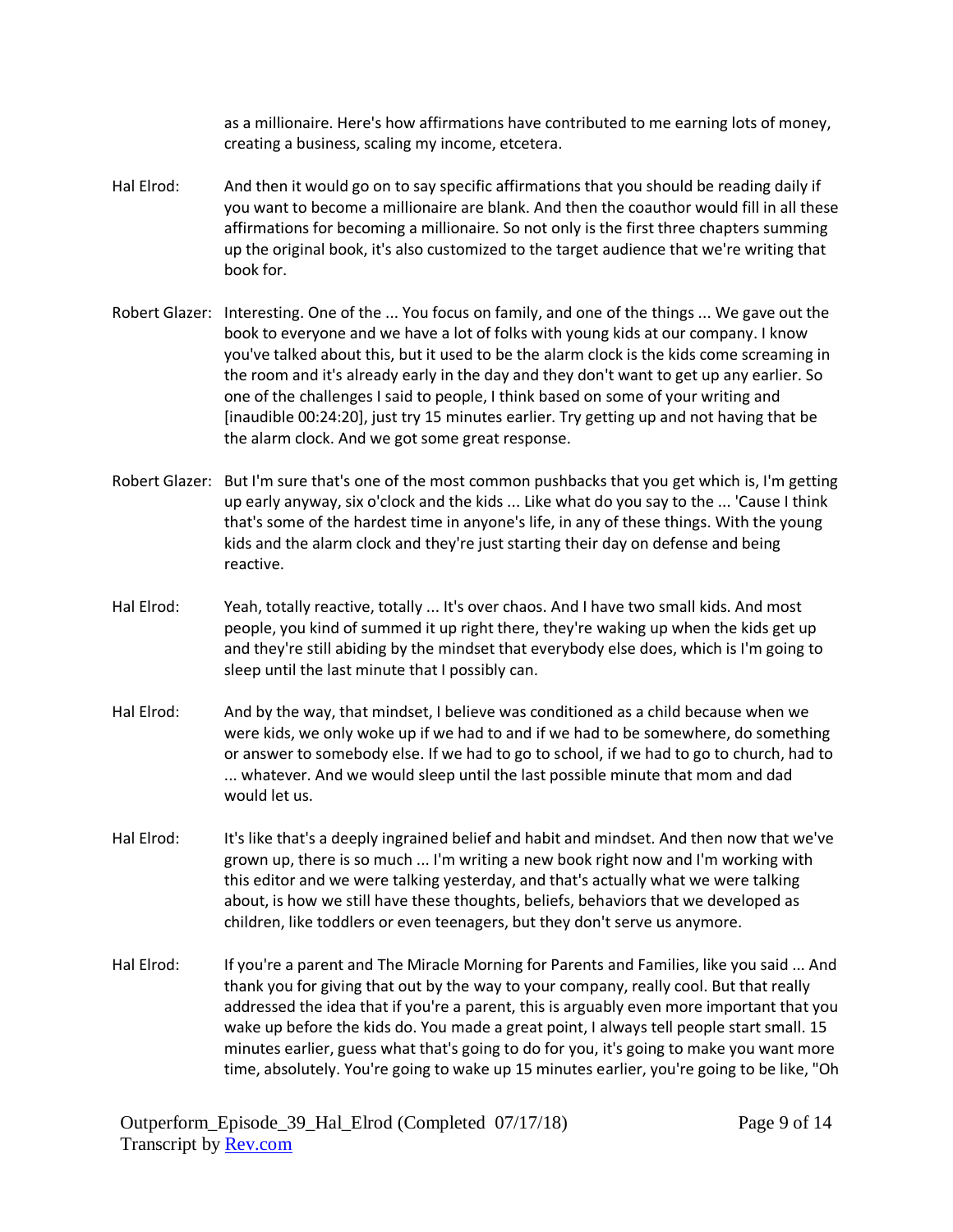as a millionaire. Here's how affirmations have contributed to me earning lots of money, creating a business, scaling my income, etcetera.

Hal Elrod: And then it would go on to say specific affirmations that you should be reading daily if you want to become a millionaire are blank. And then the coauthor would fill in all these affirmations for becoming a millionaire. So not only is the first three chapters summing up the original book, it's also customized to the target audience that we're writing that book for.

Robert Glazer: Interesting. One of the ... You focus on family, and one of the things ... We gave out the book to everyone and we have a lot of folks with young kids at our company. I know you've talked about this, but it used to be the alarm clock is the kids come screaming in the room and it's already early in the day and they don't want to get up any earlier. So one of the challenges I said to people, I think based on some of your writing and [inaudible 00:24:20], just try 15 minutes earlier. Try getting up and not having that be the alarm clock. And we got some great response.

Robert Glazer: But I'm sure that's one of the most common pushbacks that you get which is, I'm getting up early anyway, six o'clock and the kids ... Like what do you say to the ... 'Cause I think that's some of the hardest time in anyone's life, in any of these things. With the young kids and the alarm clock and they're just starting their day on defense and being reactive.

Hal Elrod: Yeah, totally reactive, totally ... It's over chaos. And I have two small kids. And most people, you kind of summed it up right there, they're waking up when the kids get up and they're still abiding by the mindset that everybody else does, which is I'm going to sleep until the last minute that I possibly can.

Hal Elrod: And by the way, that mindset, I believe was conditioned as a child because when we were kids, we only woke up if we had to and if we had to be somewhere, do something or answer to somebody else. If we had to go to school, if we had to go to church, had to ... whatever. And we would sleep until the last possible minute that mom and dad would let us.

Hal Elrod: It's like that's a deeply ingrained belief and habit and mindset. And then now that we've grown up, there is so much ... I'm writing a new book right now and I'm working with this editor and we were talking yesterday, and that's actually what we were talking about, is how we still have these thoughts, beliefs, behaviors that we developed as children, like toddlers or even teenagers, but they don't serve us anymore.

Hal Elrod: If you're a parent and The Miracle Morning for Parents and Families, like you said ... And thank you for giving that out by the way to your company, really cool. But that really addressed the idea that if you're a parent, this is arguably even more important that you wake up before the kids do. You made a great point, I always tell people start small. 15 minutes earlier, guess what that's going to do for you, it's going to make you want more time, absolutely. You're going to wake up 15 minutes earlier, you're going to be like, "Oh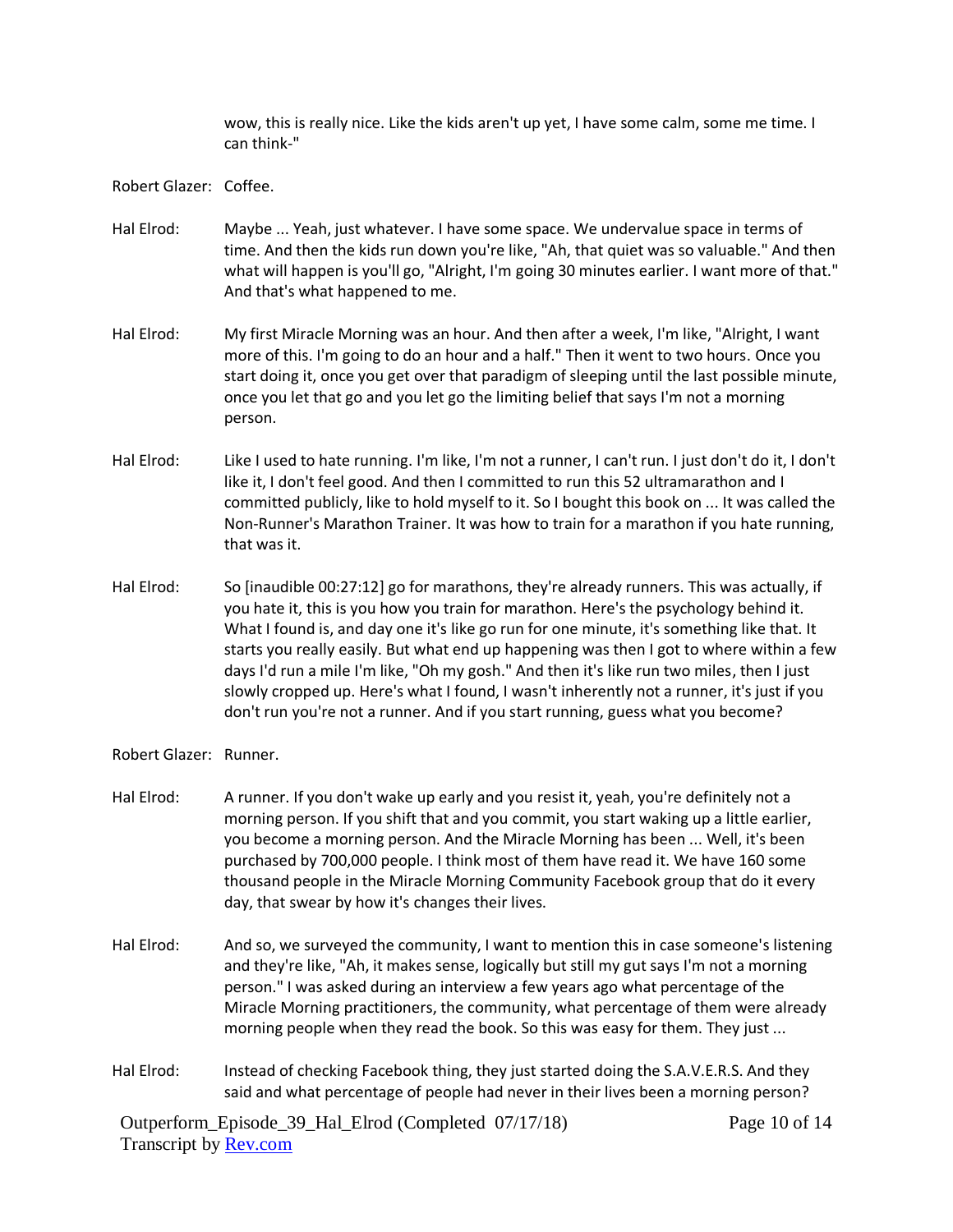wow, this is really nice. Like the kids aren't up yet, I have some calm, some me time. I can think-"

Robert Glazer: Coffee.

Hal Elrod: Maybe ... Yeah, just whatever. I have some space. We undervalue space in terms of time. And then the kids run down you're like, "Ah, that quiet was so valuable." And then what will happen is you'll go, "Alright, I'm going 30 minutes earlier. I want more of that." And that's what happened to me.

Hal Elrod: My first Miracle Morning was an hour. And then after a week, I'm like, "Alright, I want more of this. I'm going to do an hour and a half." Then it went to two hours. Once you start doing it, once you get over that paradigm of sleeping until the last possible minute, once you let that go and you let go the limiting belief that says I'm not a morning person.

Hal Elrod: Like I used to hate running. I'm like, I'm not a runner, I can't run. I just don't do it, I don't like it, I don't feel good. And then I committed to run this 52 ultramarathon and I committed publicly, like to hold myself to it. So I bought this book on ... It was called the Non-Runner's Marathon Trainer. It was how to train for a marathon if you hate running, that was it.

Hal Elrod: So [inaudible 00:27:12] go for marathons, they're already runners. This was actually, if you hate it, this is you how you train for marathon. Here's the psychology behind it. What I found is, and day one it's like go run for one minute, it's something like that. It starts you really easily. But what end up happening was then I got to where within a few days I'd run a mile I'm like, "Oh my gosh." And then it's like run two miles, then I just slowly cropped up. Here's what I found, I wasn't inherently not a runner, it's just if you don't run you're not a runner. And if you start running, guess what you become?

Robert Glazer: Runner.

Hal Elrod: A runner. If you don't wake up early and you resist it, yeah, you're definitely not a morning person. If you shift that and you commit, you start waking up a little earlier, you become a morning person. And the Miracle Morning has been ... Well, it's been purchased by 700,000 people. I think most of them have read it. We have 160 some thousand people in the Miracle Morning Community Facebook group that do it every day, that swear by how it's changes their lives.

Hal Elrod: And so, we surveyed the community, I want to mention this in case someone's listening and they're like, "Ah, it makes sense, logically but still my gut says I'm not a morning person." I was asked during an interview a few years ago what percentage of the Miracle Morning practitioners, the community, what percentage of them were already morning people when they read the book. So this was easy for them. They just ...

Hal Elrod: Instead of checking Facebook thing, they just started doing the S.A.V.E.R.S. And they said and what percentage of people had never in their lives been a morning person?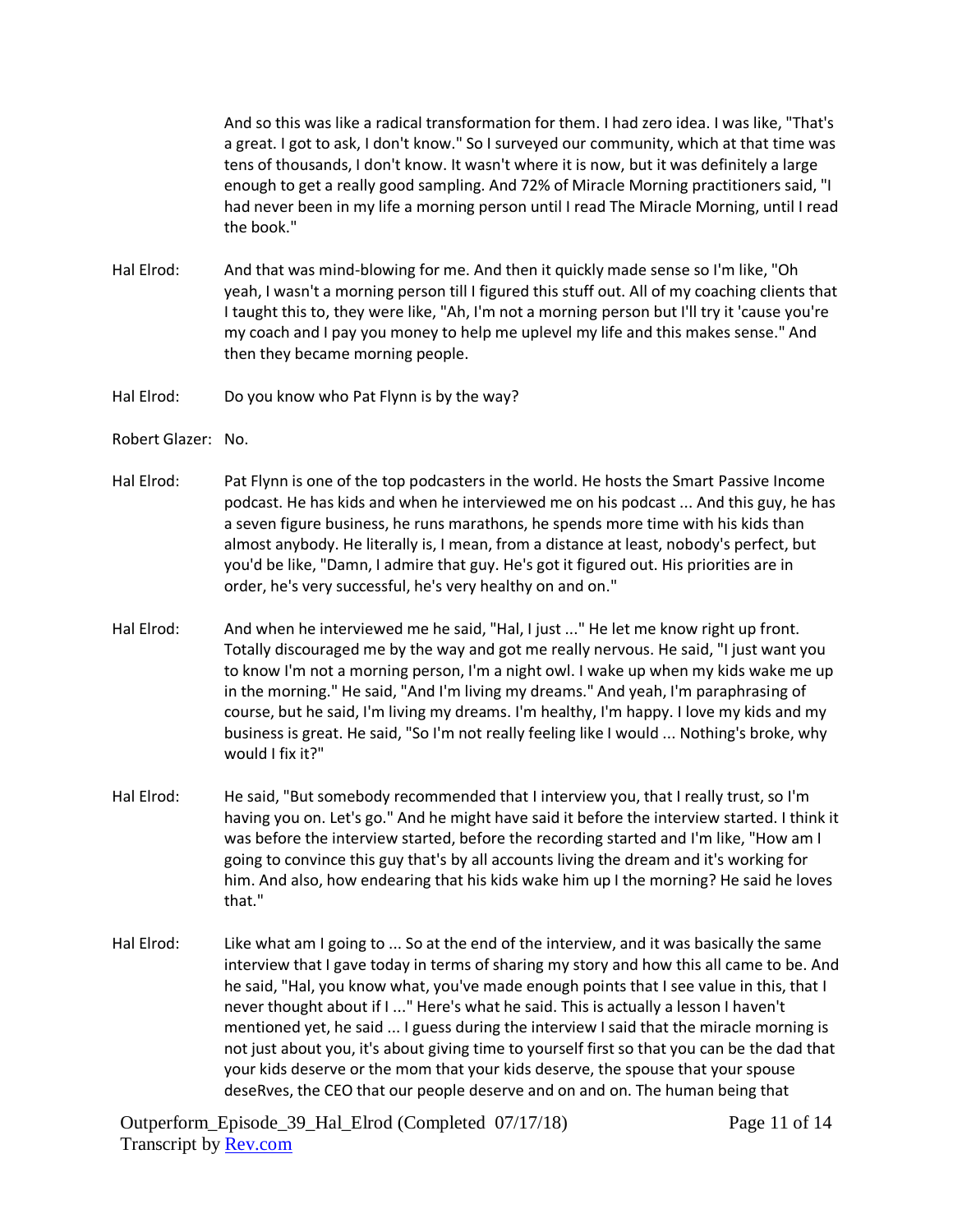And so this was like a radical transformation for them. I had zero idea. I was like, "That's a great. I got to ask, I don't know." So I surveyed our community, which at that time was tens of thousands, I don't know. It wasn't where it is now, but it was definitely a large enough to get a really good sampling. And 72% of Miracle Morning practitioners said, "I had never been in my life a morning person until I read The Miracle Morning, until I read the book."

Hal Elrod: And that was mind-blowing for me. And then it quickly made sense so I'm like, "Oh yeah, I wasn't a morning person till I figured this stuff out. All of my coaching clients that I taught this to, they were like, "Ah, I'm not a morning person but I'll try it 'cause you're my coach and I pay you money to help me uplevel my life and this makes sense." And then they became morning people.

Hal Elrod: Do you know who Pat Flynn is by the way?

Robert Glazer: No.

Hal Elrod: Pat Flynn is one of the top podcasters in the world. He hosts the Smart Passive Income podcast. He has kids and when he interviewed me on his podcast ... And this guy, he has a seven figure business, he runs marathons, he spends more time with his kids than almost anybody. He literally is, I mean, from a distance at least, nobody's perfect, but you'd be like, "Damn, I admire that guy. He's got it figured out. His priorities are in order, he's very successful, he's very healthy on and on."

Hal Elrod: And when he interviewed me he said, "Hal, I just ..." He let me know right up front. Totally discouraged me by the way and got me really nervous. He said, "I just want you to know I'm not a morning person, I'm a night owl. I wake up when my kids wake me up in the morning." He said, "And I'm living my dreams." And yeah, I'm paraphrasing of course, but he said, I'm living my dreams. I'm healthy, I'm happy. I love my kids and my business is great. He said, "So I'm not really feeling like I would ... Nothing's broke, why would I fix it?"

Hal Elrod: He said, "But somebody recommended that I interview you, that I really trust, so I'm having you on. Let's go." And he might have said it before the interview started. I think it was before the interview started, before the recording started and I'm like, "How am I going to convince this guy that's by all accounts living the dream and it's working for him. And also, how endearing that his kids wake him up I the morning? He said he loves that."

Hal Elrod: Like what am I going to ... So at the end of the interview, and it was basically the same interview that I gave today in terms of sharing my story and how this all came to be. And he said, "Hal, you know what, you've made enough points that I see value in this, that I never thought about if I ..." Here's what he said. This is actually a lesson I haven't mentioned yet, he said ... I guess during the interview I said that the miracle morning is not just about you, it's about giving time to yourself first so that you can be the dad that your kids deserve or the mom that your kids deserve, the spouse that your spouse deseRves, the CEO that our people deserve and on and on. The human being that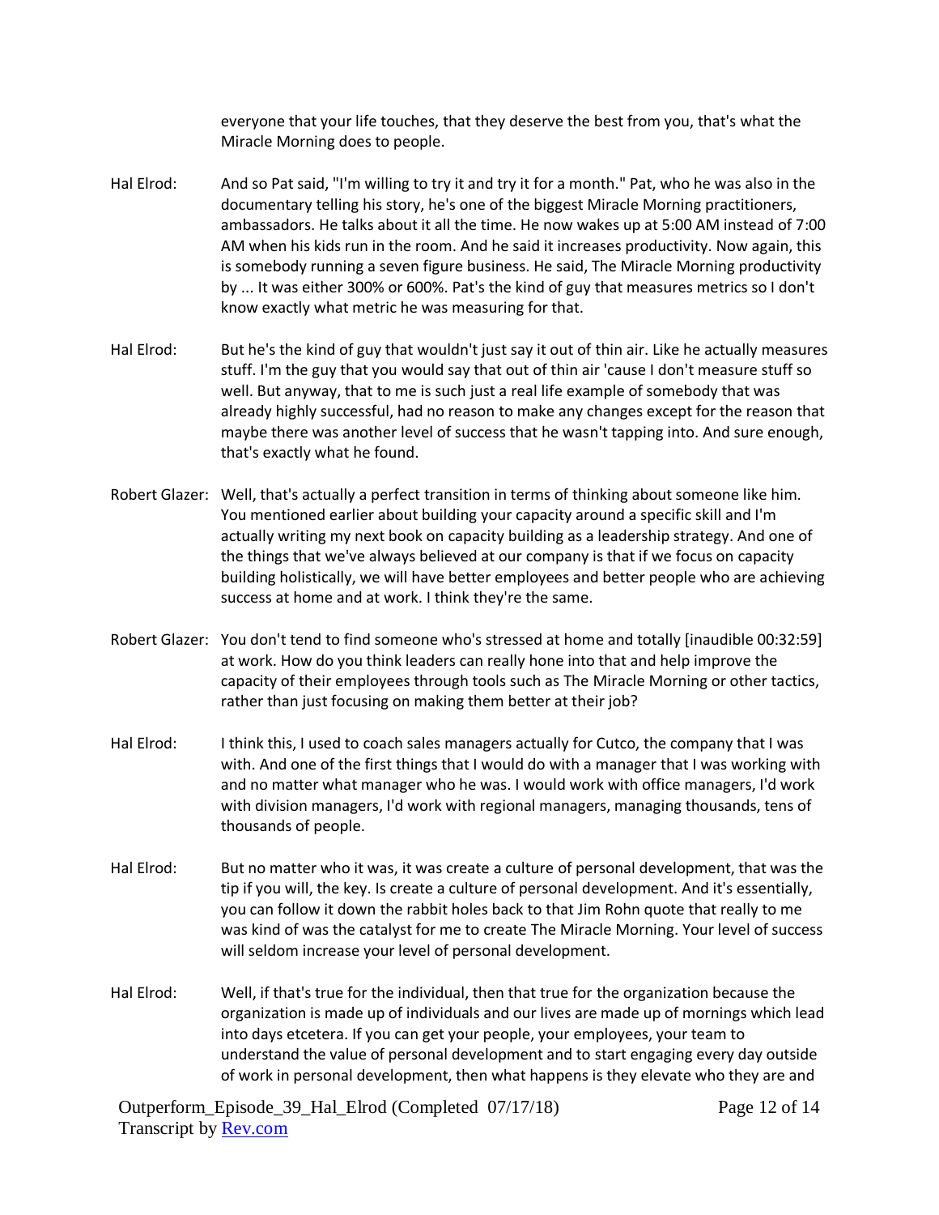everyone that your life touches, that they deserve the best from you, that's what the Miracle Morning does to people.

Hal Elrod: And so Pat said, "I'm willing to try it and try it for a month." Pat, who he was also in the documentary telling his story, he's one of the biggest Miracle Morning practitioners, ambassadors. He talks about it all the time. He now wakes up at 5:00 AM instead of 7:00 AM when his kids run in the room. And he said it increases productivity. Now again, this is somebody running a seven figure business. He said, The Miracle Morning productivity by ... It was either 300% or 600%. Pat's the kind of guy that measures metrics so I don't know exactly what metric he was measuring for that.

Hal Elrod: But he's the kind of guy that wouldn't just say it out of thin air. Like he actually measures stuff. I'm the guy that you would say that out of thin air 'cause I don't measure stuff so well. But anyway, that to me is such just a real life example of somebody that was already highly successful, had no reason to make any changes except for the reason that maybe there was another level of success that he wasn't tapping into. And sure enough, that's exactly what he found.

Robert Glazer: Well, that's actually a perfect transition in terms of thinking about someone like him. You mentioned earlier about building your capacity around a specific skill and I'm actually writing my next book on capacity building as a leadership strategy. And one of the things that we've always believed at our company is that if we focus on capacity building holistically, we will have better employees and better people who are achieving success at home and at work. I think they're the same.

Robert Glazer: You don't tend to find someone who's stressed at home and totally [inaudible 00:32:59] at work. How do you think leaders can really hone into that and help improve the capacity of their employees through tools such as The Miracle Morning or other tactics, rather than just focusing on making them better at their job?

Hal Elrod: I think this, I used to coach sales managers actually for Cutco, the company that I was with. And one of the first things that I would do with a manager that I was working with and no matter what manager who he was. I would work with office managers, I'd work with division managers, I'd work with regional managers, managing thousands, tens of thousands of people.

Hal Elrod: But no matter who it was, it was create a culture of personal development, that was the tip if you will, the key. Is create a culture of personal development. And it's essentially, you can follow it down the rabbit holes back to that Jim Rohn quote that really to me was kind of was the catalyst for me to create The Miracle Morning. Your level of success will seldom increase your level of personal development.

Hal Elrod: Well, if that's true for the individual, then that true for the organization because the organization is made up of individuals and our lives are made up of mornings which lead into days etcetera. If you can get your people, your employees, your team to understand the value of personal development and to start engaging every day outside of work in personal development, then what happens is they elevate who they are and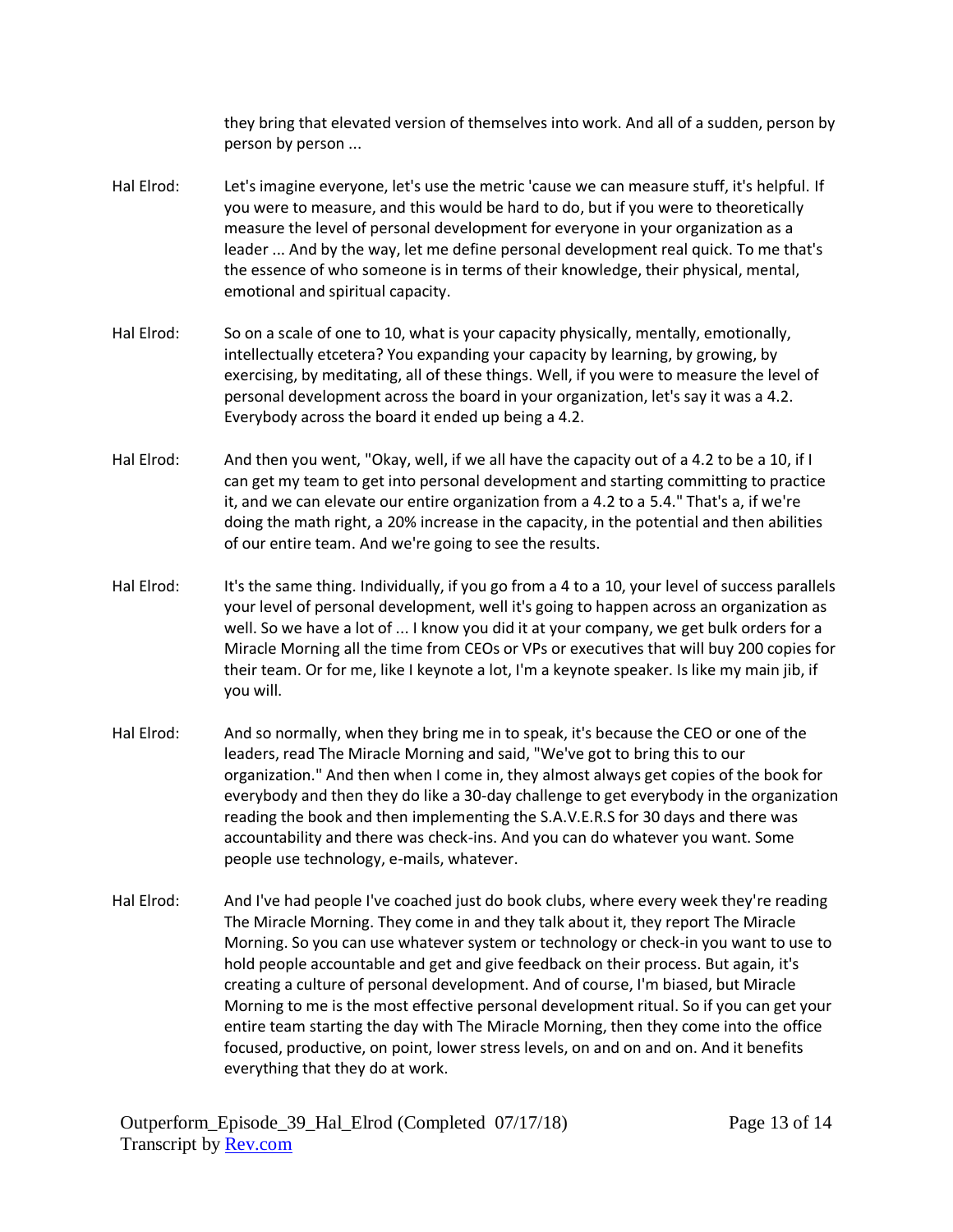they bring that elevated version of themselves into work. And all of a sudden, person by person by person ...

Hal Elrod: Let's imagine everyone, let's use the metric 'cause we can measure stuff, it's helpful. If you were to measure, and this would be hard to do, but if you were to theoretically measure the level of personal development for everyone in your organization as a leader ... And by the way, let me define personal development real quick. To me that's the essence of who someone is in terms of their knowledge, their physical, mental, emotional and spiritual capacity.

Hal Elrod: So on a scale of one to 10, what is your capacity physically, mentally, emotionally, intellectually etcetera? You expanding your capacity by learning, by growing, by exercising, by meditating, all of these things. Well, if you were to measure the level of personal development across the board in your organization, let's say it was a 4.2. Everybody across the board it ended up being a 4.2.

Hal Elrod: And then you went, "Okay, well, if we all have the capacity out of a 4.2 to be a 10, if I can get my team to get into personal development and starting committing to practice it, and we can elevate our entire organization from a 4.2 to a 5.4." That's a, if we're doing the math right, a 20% increase in the capacity, in the potential and then abilities of our entire team. And we're going to see the results.

Hal Elrod: It's the same thing. Individually, if you go from a 4 to a 10, your level of success parallels your level of personal development, well it's going to happen across an organization as well. So we have a lot of ... I know you did it at your company, we get bulk orders for a Miracle Morning all the time from CEOs or VPs or executives that will buy 200 copies for their team. Or for me, like I keynote a lot, I'm a keynote speaker. Is like my main jib, if you will.

Hal Elrod: And so normally, when they bring me in to speak, it's because the CEO or one of the leaders, read The Miracle Morning and said, "We've got to bring this to our organization." And then when I come in, they almost always get copies of the book for everybody and then they do like a 30-day challenge to get everybody in the organization reading the book and then implementing the S.A.V.E.R.S for 30 days and there was accountability and there was check-ins. And you can do whatever you want. Some people use technology, e-mails, whatever.

Hal Elrod: And I've had people I've coached just do book clubs, where every week they're reading The Miracle Morning. They come in and they talk about it, they report The Miracle Morning. So you can use whatever system or technology or check-in you want to use to hold people accountable and get and give feedback on their process. But again, it's creating a culture of personal development. And of course, I'm biased, but Miracle Morning to me is the most effective personal development ritual. So if you can get your entire team starting the day with The Miracle Morning, then they come into the office focused, productive, on point, lower stress levels, on and on and on. And it benefits everything that they do at work.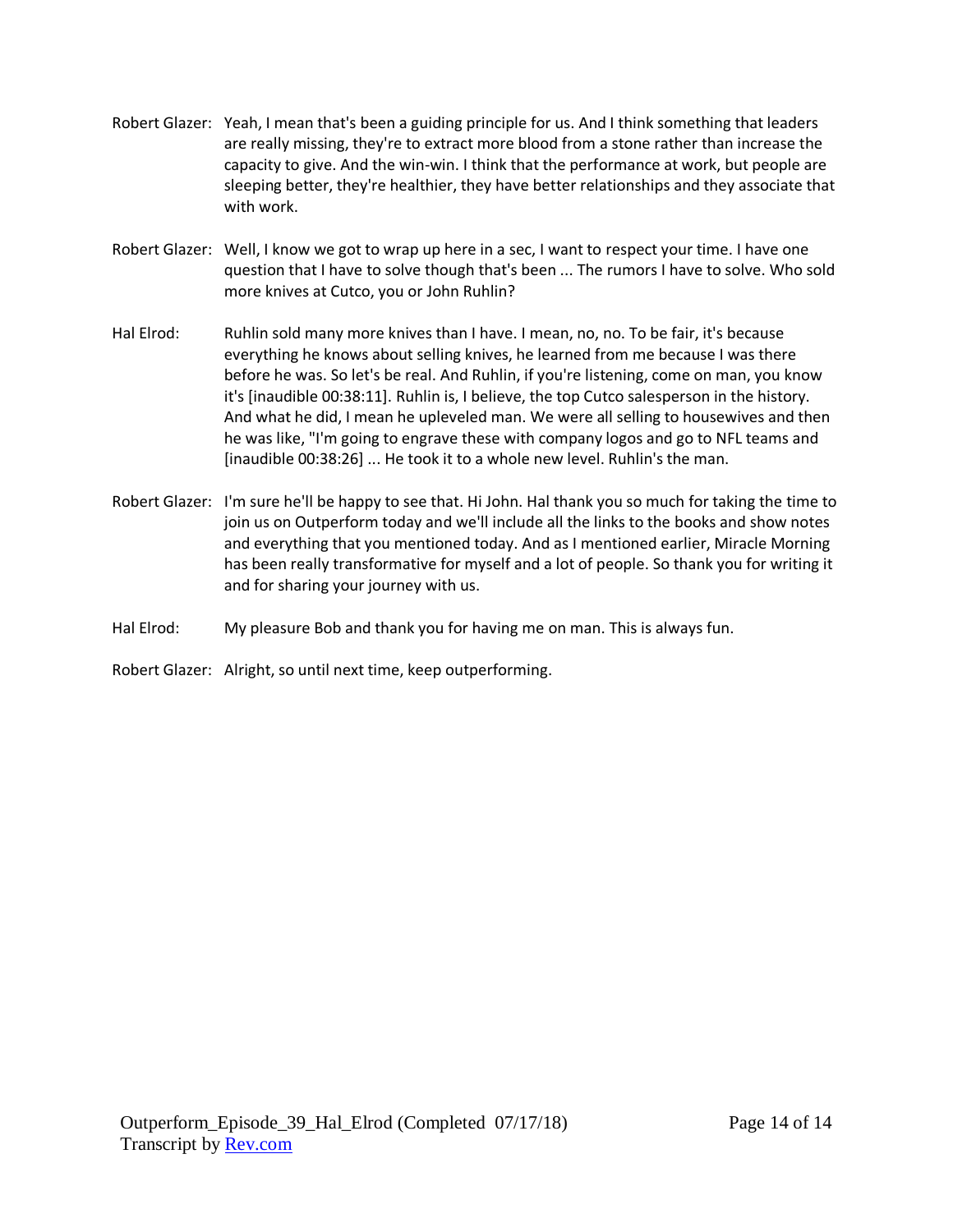Robert Glazer: Yeah, I mean that's been a guiding principle for us. And I think something that leaders are really missing, they're to extract more blood from a stone rather than increase the capacity to give. And the win-win. I think that the performance at work, but people are sleeping better, they're healthier, they have better relationships and they associate that with work.

Robert Glazer: Well, I know we got to wrap up here in a sec, I want to respect your time. I have one question that I have to solve though that's been ... The rumors I have to solve. Who sold more knives at Cutco, you or John Ruhlin?

Hal Elrod: Ruhlin sold many more knives than I have. I mean, no, no. To be fair, it's because everything he knows about selling knives, he learned from me because I was there before he was. So let's be real. And Ruhlin, if you're listening, come on man, you know it's [inaudible 00:38:11]. Ruhlin is, I believe, the top Cutco salesperson in the history. And what he did, I mean he upleveled man. We were all selling to housewives and then he was like, "I'm going to engrave these with company logos and go to NFL teams and [inaudible 00:38:26] ... He took it to a whole new level. Ruhlin's the man.

Robert Glazer: I'm sure he'll be happy to see that. Hi John. Hal thank you so much for taking the time to join us on Outperform today and we'll include all the links to the books and show notes and everything that you mentioned today. And as I mentioned earlier, Miracle Morning has been really transformative for myself and a lot of people. So thank you for writing it and for sharing your journey with us.

Hal Elrod: My pleasure Bob and thank you for having me on man. This is always fun.

Robert Glazer: Alright, so until next time, keep outperforming.